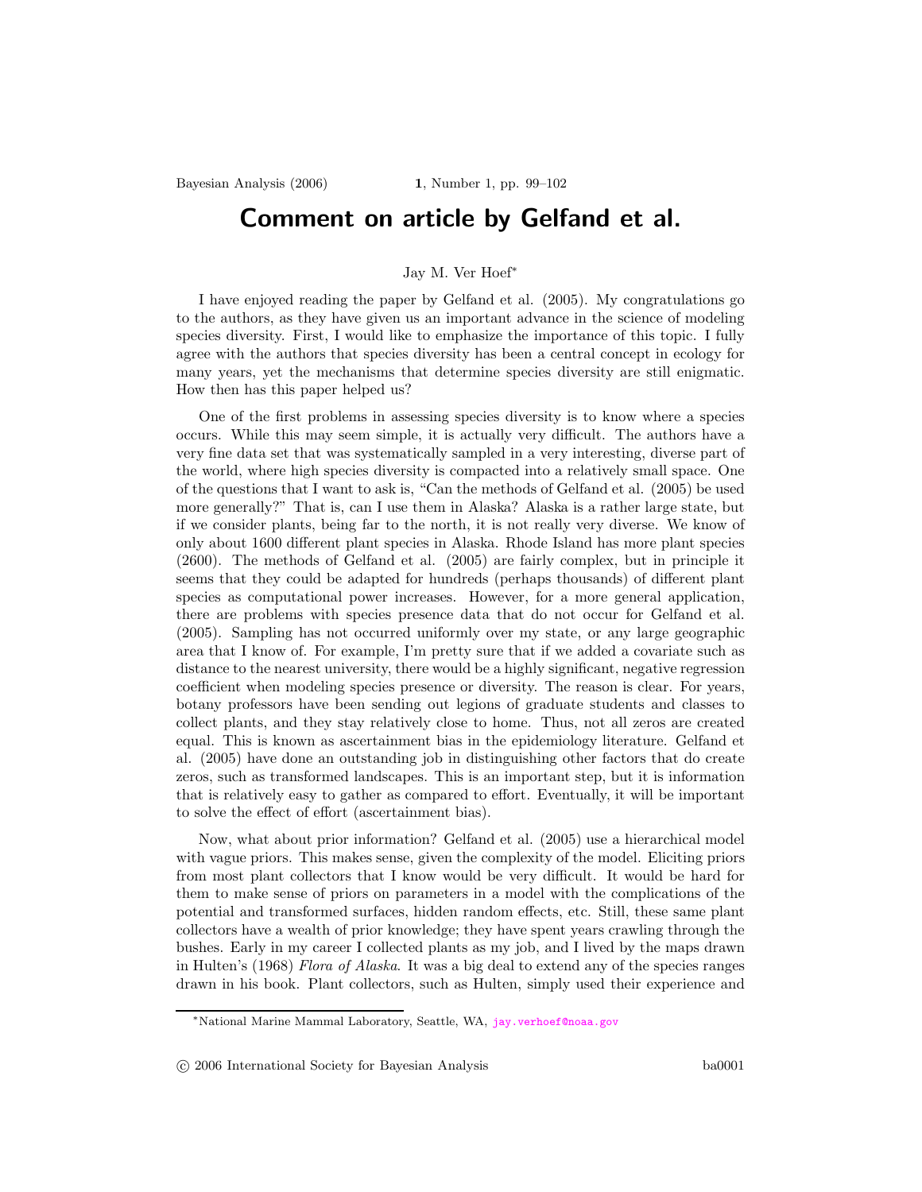# Comment on article by Gelfand et al.

Jay M. Ver Hoef*

I have enjoyed reading the paper by Gelfand et al. (2005). My congratulations go to the authors, as they have given us an important advance in the science of modeling species diversity. First, I would like to emphasize the importance of this topic. I fully agree with the authors that species diversity has been a central concept in ecology for many years, yet the mechanisms that determine species diversity are still enigmatic. How then has this paper helped us?

One of the first problems in assessing species diversity is to know where a species occurs. While this may seem simple, it is actually very difficult. The authors have a very fine data set that was systematically sampled in a very interesting, diverse part of the world, where high species diversity is compacted into a relatively small space. One of the questions that I want to ask is, "Can the methods of Gelfand et al. (2005) be used more generally?" That is, can I use them in Alaska? Alaska is a rather large state, but if we consider plants, being far to the north, it is not really very diverse. We know of only about 1600 different plant species in Alaska. Rhode Island has more plant species (2600). The methods of Gelfand et al. (2005) are fairly complex, but in principle it seems that they could be adapted for hundreds (perhaps thousands) of different plant species as computational power increases. However, for a more general application, there are problems with species presence data that do not occur for Gelfand et al. (2005). Sampling has not occurred uniformly over my state, or any large geographic area that I know of. For example, I'm pretty sure that if we added a covariate such as distance to the nearest university, there would be a highly significant, negative regression coefficient when modeling species presence or diversity. The reason is clear. For years, botany professors have been sending out legions of graduate students and classes to collect plants, and they stay relatively close to home. Thus, not all zeros are created equal. This is known as ascertainment bias in the epidemiology literature. Gelfand et al. (2005) have done an outstanding job in distinguishing other factors that do create zeros, such as transformed landscapes. This is an important step, but it is information that is relatively easy to gather as compared to effort. Eventually, it will be important to solve the effect of effort (ascertainment bias).

Now, what about prior information? Gelfand et al. (2005) use a hierarchical model with vague priors. This makes sense, given the complexity of the model. Eliciting priors from most plant collectors that I know would be very difficult. It would be hard for them to make sense of priors on parameters in a model with the complications of the potential and transformed surfaces, hidden random effects, etc. Still, these same plant collectors have a wealth of prior knowledge; they have spent years crawling through the bushes. Early in my career I collected plants as my job, and I lived by the maps drawn in Hulten's (1968) *Flora of Alaska*. It was a big deal to extend any of the species ranges drawn in his book. Plant collectors, such as Hulten, simply used their experience and

*National Marine Mammal Laboratory, Seattle, WA, jay.verhoef@noaa.gov

© 2006 International Society for Bayesian Analysis ba0001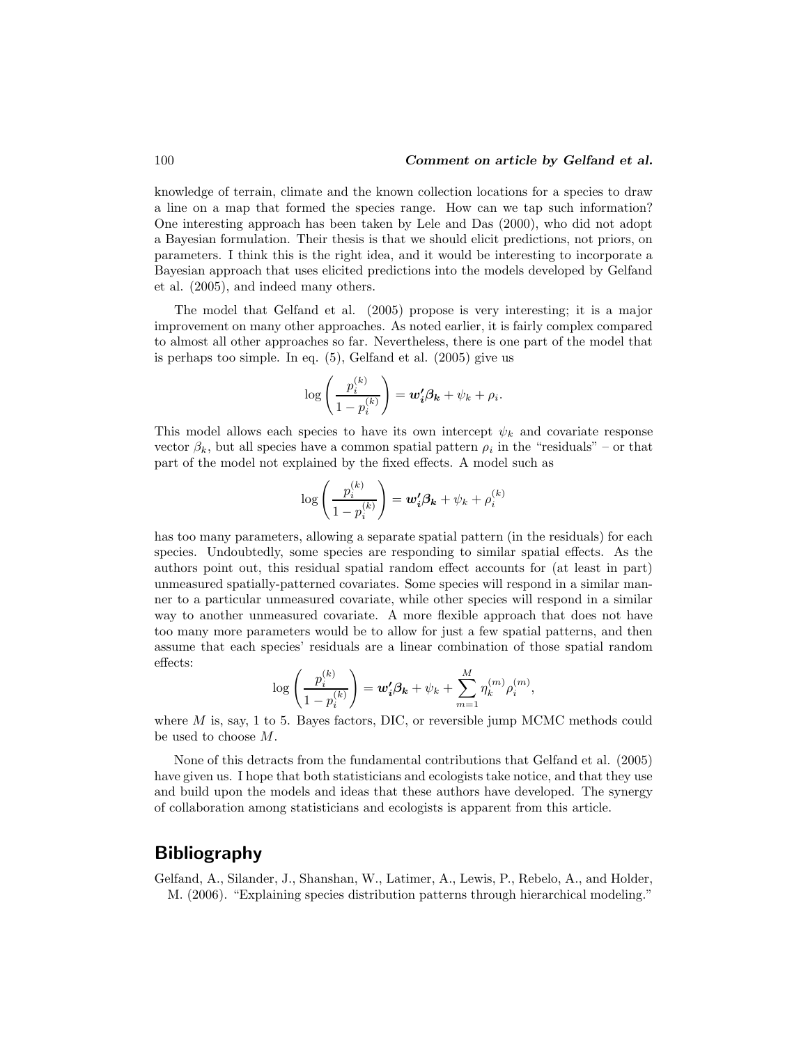knowledge of terrain, climate and the known collection locations for a species to draw a line on a map that formed the species range. How can we tap such information? One interesting approach has been taken by Lele and Das (2000), who did not adopt a Bayesian formulation. Their thesis is that we should elicit predictions, not priors, on parameters. I think this is the right idea, and it would be interesting to incorporate a Bayesian approach that uses elicited predictions into the models developed by Gelfand et al. (2005), and indeed many others.

The model that Gelfand et al. (2005) propose is very interesting; it is a major improvement on many other approaches. As noted earlier, it is fairly complex compared to almost all other approaches so far. Nevertheless, there is one part of the model that is perhaps too simple. In eq. (5), Gelfand et al. (2005) give us

$$\log\left(\frac{p_i^{(k)}}{1-p_i^{(k)}}\right) = \boldsymbol{w_i'\beta_k} + \psi_k + \rho_i.$$

This model allows each species to have its own intercept $\psi_k$ and covariate response vector $\beta_k$, but all species have a common spatial pattern $\rho_i$ in the "residuals" – or that part of the model not explained by the fixed effects. A model such as

$$\log\left(\frac{p_i^{(k)}}{1-p_i^{(k)}}\right) = \boldsymbol{w_i'\beta_k} + \psi_k + \rho_i^{(k)}$$

has too many parameters, allowing a separate spatial pattern (in the residuals) for each species. Undoubtedly, some species are responding to similar spatial effects. As the authors point out, this residual spatial random effect accounts for (at least in part) unmeasured spatially-patterned covariates. Some species will respond in a similar manner to a particular unmeasured covariate, while other species will respond in a similar way to another unmeasured covariate. A more flexible approach that does not have too many more parameters would be to allow for just a few spatial patterns, and then assume that each species' residuals are a linear combination of those spatial random effects:

$$\log\left(\frac{p_i^{(k)}}{1-p_i^{(k)}}\right) = \boldsymbol{w_i'\beta_k} + \psi_k + \sum_{m=1}^{M} \eta_k^{(m)}\rho_i^{(m)},$$

where $M$ is, say, 1 to 5. Bayes factors, DIC, or reversible jump MCMC methods could be used to choose $M$.

None of this detracts from the fundamental contributions that Gelfand et al. (2005) have given us. I hope that both statisticians and ecologists take notice, and that they use and build upon the models and ideas that these authors have developed. The synergy of collaboration among statisticians and ecologists is apparent from this article.

## Bibliography

Gelfand, A., Silander, J., Shanshan, W., Latimer, A., Lewis, P., Rebelo, A., and Holder, M. (2006). "Explaining species distribution patterns through hierarchical modeling."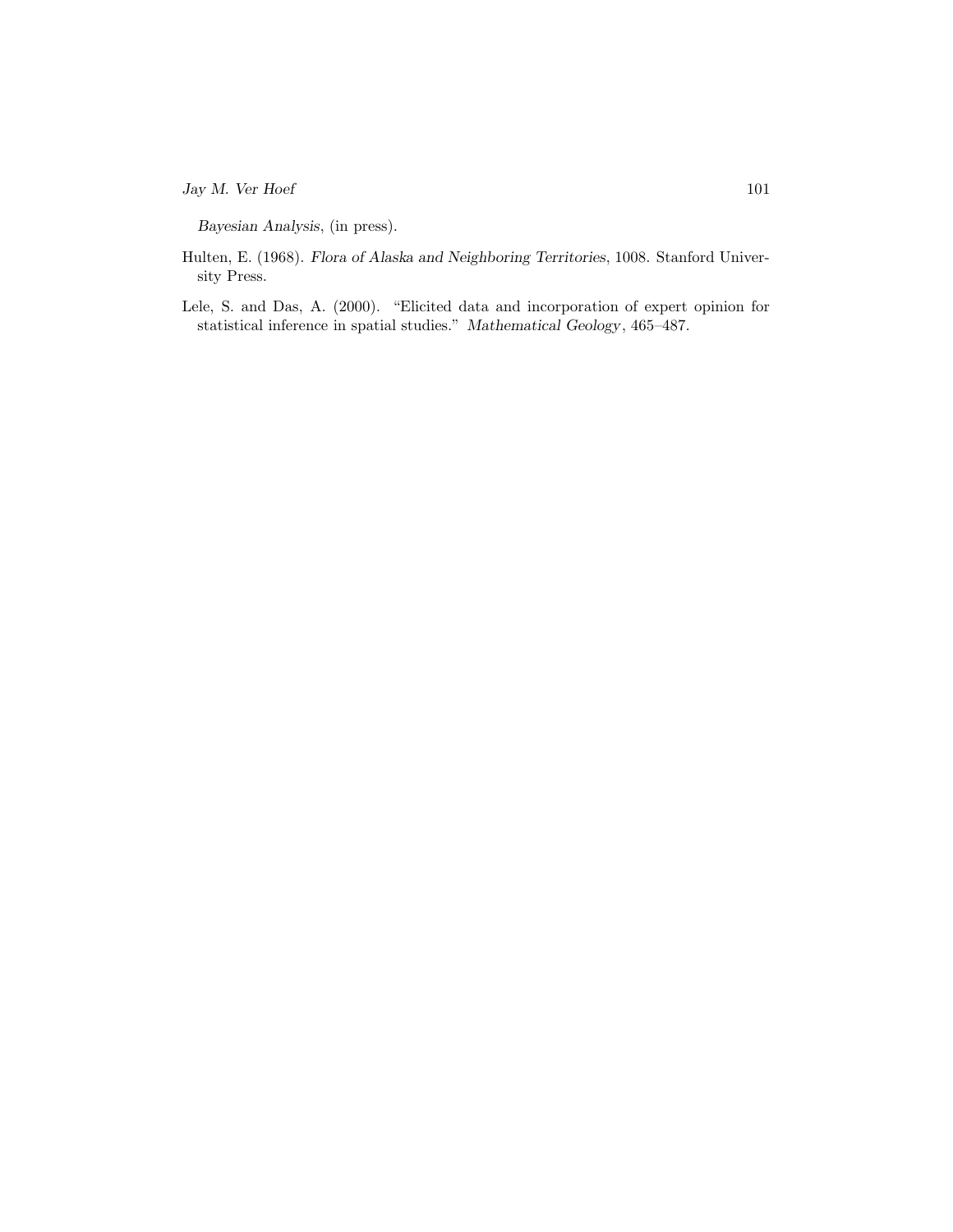*Bayesian Analysis*, (in press).

Hulten, E. (1968). *Flora of Alaska and Neighboring Territories*, 1008. Stanford University Press.

Lele, S. and Das, A. (2000). "Elicited data and incorporation of expert opinion for statistical inference in spatial studies." *Mathematical Geology*, 465–487.